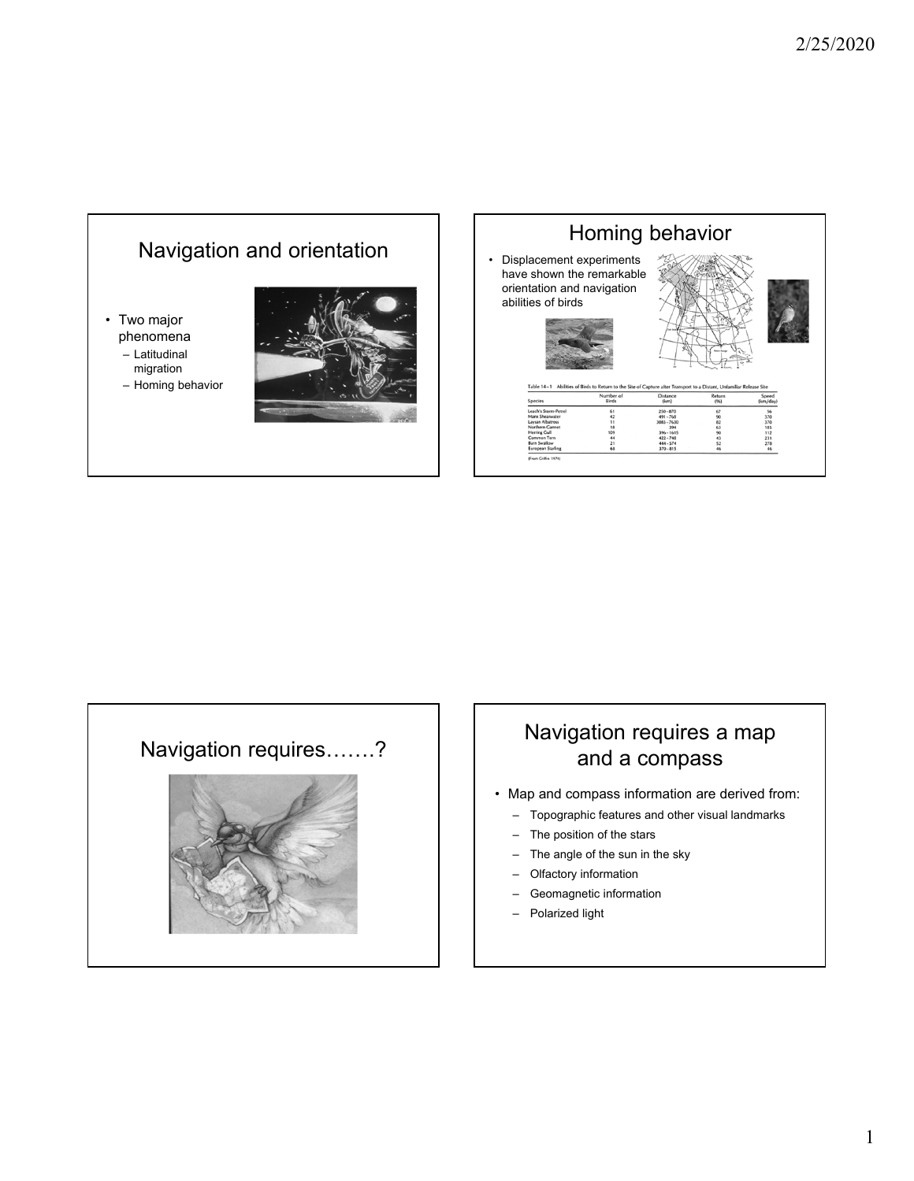## Navigation and orientation

- Two major phenomena
  - Latitudinal migration
  - Homing behavior

## Homing behavior

- Displacement experiments have shown the remarkable orientation and navigation abilities of birds

Table 14–1 Abilities of Birds to Return to the Site of Capture after Transport to a Distant, Unfamiliar Release Site

| Species | Number of Birds | Distance (km) | Return (%) | Speed (km/day) |
|---|---|---|---|---|
| Leach's Storm-Petrel | 61 | 250–870 | 67 | 56 |
| Manx Shearwater | 42 | 491–768 | 90 | 370 |
| Laysan Albatross | 11 | 3083–7630 | 82 | 370 |
| Northern Gannet | 18 | 394 | 63 | 185 |
| Herring Gull | 109 | 396–1615 | 90 | 112 |
| Common Tern | 44 | 422–748 | 43 | 231 |
| Barn Swallow | 21 | 444–574 | 52 | 278 |
| European Starling | 68 | 370–815 | 46 | 46 |

(From Griffin 1974)

## Navigation requires…….?

## Navigation requires a map and a compass

- Map and compass information are derived from:
  - Topographic features and other visual landmarks
  - The position of the stars
  - The angle of the sun in the sky
  - Olfactory information
  - Geomagnetic information
  - Polarized light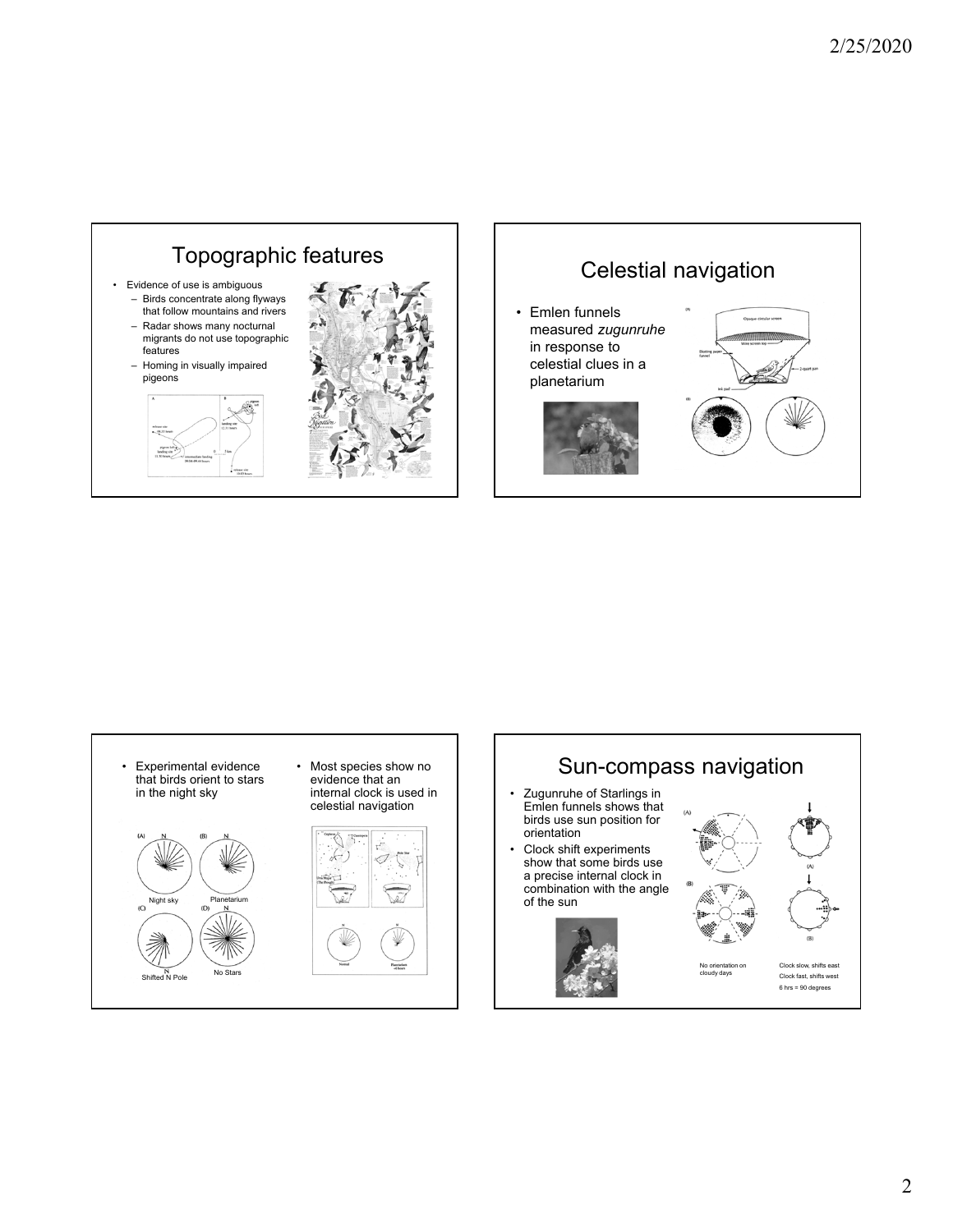## Topographic features

- Evidence of use is ambiguous
  - Birds concentrate along flyways that follow mountains and rivers
  - Radar shows many nocturnal migrants do not use topographic features
  - Homing in visually impaired pigeons

## Celestial navigation

- Emlen funnels measured *zugunruhe* in response to celestial clues in a planetarium

---

- Experimental evidence that birds orient to stars in the night sky

Night sky, Planetarium, Shifted N Pole, No Stars

- Most species show no evidence that an internal clock is used in celestial navigation

## Sun-compass navigation

- Zugunruhe of Starlings in Emlen funnels shows that birds use sun position for orientation
- Clock shift experiments show that some birds use a precise internal clock in combination with the angle of the sun

No orientation on cloudy days

Clock slow, shifts east
Clock fast, shifts west
6 hrs = 90 degrees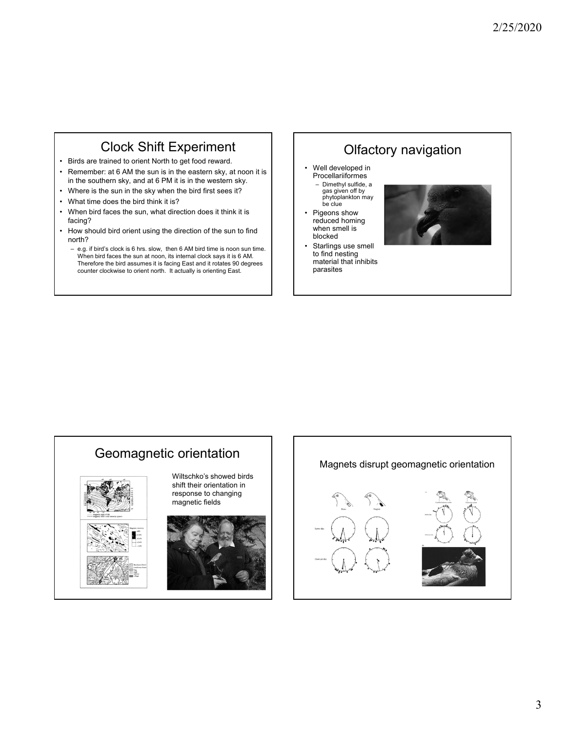## Clock Shift Experiment

- Birds are trained to orient North to get food reward.
- Remember: at 6 AM the sun is in the eastern sky, at noon it is in the southern sky, and at 6 PM it is in the western sky.
- Where is the sun in the sky when the bird first sees it?
- What time does the bird think it is?
- When bird faces the sun, what direction does it think it is facing?
- How should bird orient using the direction of the sun to find north?
  - e.g. if bird's clock is 6 hrs. slow, then 6 AM bird time is noon sun time. When bird faces the sun at noon, its internal clock says it is 6 AM. Therefore the bird assumes it is facing East and it rotates 90 degrees counter clockwise to orient north. It actually is orienting East.

## Olfactory navigation

- Well developed in Procellariiformes
  - Dimethyl sulfide, a gas given off by phytoplankton may be clue
- Pigeons show reduced homing when smell is blocked
- Starlings use smell to find nesting material that inhibits parasites

## Geomagnetic orientation

Wiltschko's showed birds shift their orientation in response to changing magnetic fields

## Magnets disrupt geomagnetic orientation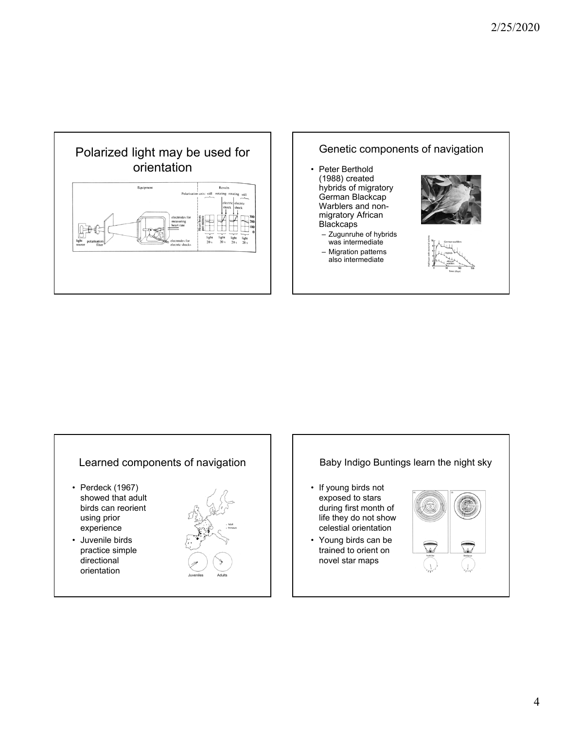## Polarized light may be used for orientation

## Genetic components of navigation

- Peter Berthold (1988) created hybrids of migratory German Blackcap Warblers and non-migratory African Blackcaps
  - Zugunruhe of hybrids was intermediate
  - Migration patterns also intermediate

## Learned components of navigation

- Perdeck (1967) showed that adult birds can reorient using prior experience
- Juvenile birds practice simple directional orientation

## Baby Indigo Buntings learn the night sky

- If young birds not exposed to stars during first month of life they do not show celestial orientation
- Young birds can be trained to orient on novel star maps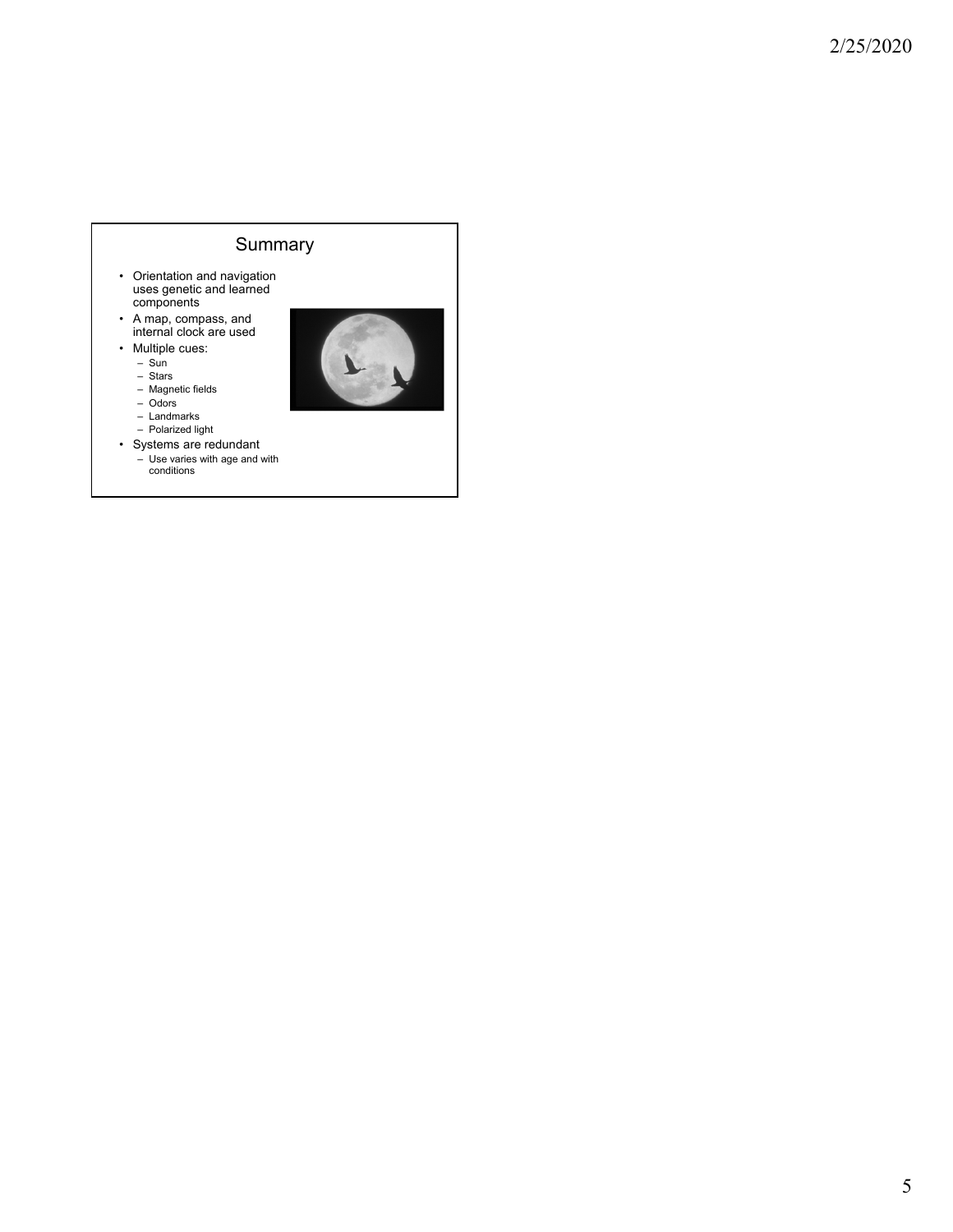## Summary

- Orientation and navigation uses genetic and learned components
- A map, compass, and internal clock are used
- Multiple cues:
  - Sun
  - Stars
  - Magnetic fields
  - Odors
  - Landmarks
  - Polarized light
- Systems are redundant
  - Use varies with age and with conditions